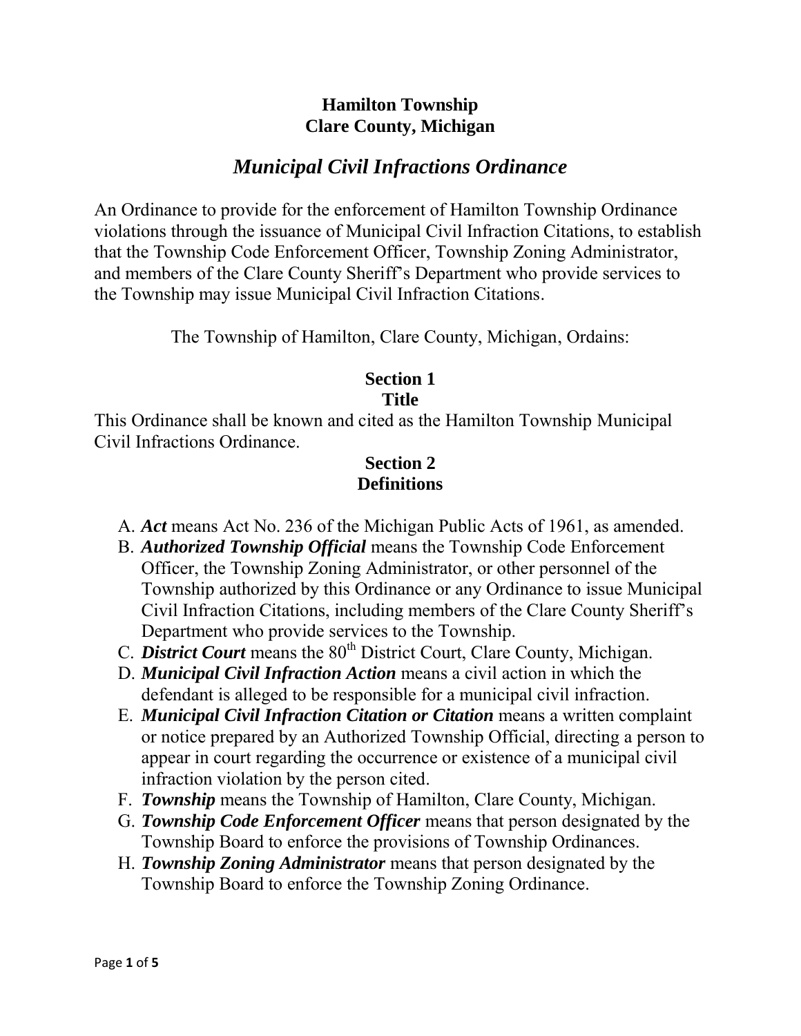**Hamilton Township**
**Clare County, Michigan**

# *Municipal Civil Infractions Ordinance*

An Ordinance to provide for the enforcement of Hamilton Township Ordinance violations through the issuance of Municipal Civil Infraction Citations, to establish that the Township Code Enforcement Officer, Township Zoning Administrator, and members of the Clare County Sheriff's Department who provide services to the Township may issue Municipal Civil Infraction Citations.

The Township of Hamilton, Clare County, Michigan, Ordains:

## Section 1
## Title

This Ordinance shall be known and cited as the Hamilton Township Municipal Civil Infractions Ordinance.

## Section 2
## Definitions

A. ***Act*** means Act No. 236 of the Michigan Public Acts of 1961, as amended.
B. ***Authorized Township Official*** means the Township Code Enforcement Officer, the Township Zoning Administrator, or other personnel of the Township authorized by this Ordinance or any Ordinance to issue Municipal Civil Infraction Citations, including members of the Clare County Sheriff's Department who provide services to the Township.
C. ***District Court*** means the 80th District Court, Clare County, Michigan.
D. ***Municipal Civil Infraction Action*** means a civil action in which the defendant is alleged to be responsible for a municipal civil infraction.
E. ***Municipal Civil Infraction Citation or Citation*** means a written complaint or notice prepared by an Authorized Township Official, directing a person to appear in court regarding the occurrence or existence of a municipal civil infraction violation by the person cited.
F. ***Township*** means the Township of Hamilton, Clare County, Michigan.
G. ***Township Code Enforcement Officer*** means that person designated by the Township Board to enforce the provisions of Township Ordinances.
H. ***Township Zoning Administrator*** means that person designated by the Township Board to enforce the Township Zoning Ordinance.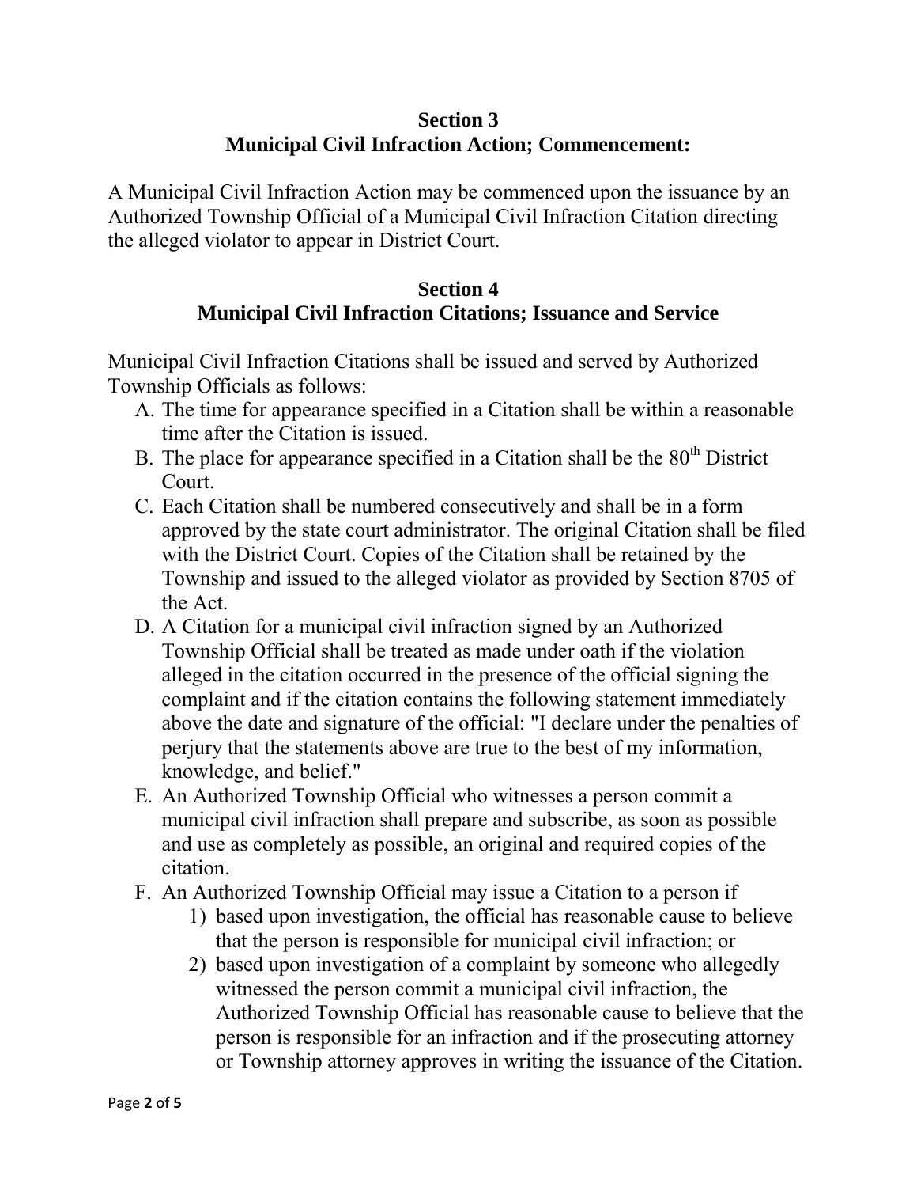## Section 3
## Municipal Civil Infraction Action; Commencement:

A Municipal Civil Infraction Action may be commenced upon the issuance by an Authorized Township Official of a Municipal Civil Infraction Citation directing the alleged violator to appear in District Court.

## Section 4
## Municipal Civil Infraction Citations; Issuance and Service

Municipal Civil Infraction Citations shall be issued and served by Authorized Township Officials as follows:

A. The time for appearance specified in a Citation shall be within a reasonable time after the Citation is issued.

B. The place for appearance specified in a Citation shall be the 80th District Court.

C. Each Citation shall be numbered consecutively and shall be in a form approved by the state court administrator. The original Citation shall be filed with the District Court. Copies of the Citation shall be retained by the Township and issued to the alleged violator as provided by Section 8705 of the Act.

D. A Citation for a municipal civil infraction signed by an Authorized Township Official shall be treated as made under oath if the violation alleged in the citation occurred in the presence of the official signing the complaint and if the citation contains the following statement immediately above the date and signature of the official: "I declare under the penalties of perjury that the statements above are true to the best of my information, knowledge, and belief."

E. An Authorized Township Official who witnesses a person commit a municipal civil infraction shall prepare and subscribe, as soon as possible and use as completely as possible, an original and required copies of the citation.

F. An Authorized Township Official may issue a Citation to a person if
   1) based upon investigation, the official has reasonable cause to believe that the person is responsible for municipal civil infraction; or
   2) based upon investigation of a complaint by someone who allegedly witnessed the person commit a municipal civil infraction, the Authorized Township Official has reasonable cause to believe that the person is responsible for an infraction and if the prosecuting attorney or Township attorney approves in writing the issuance of the Citation.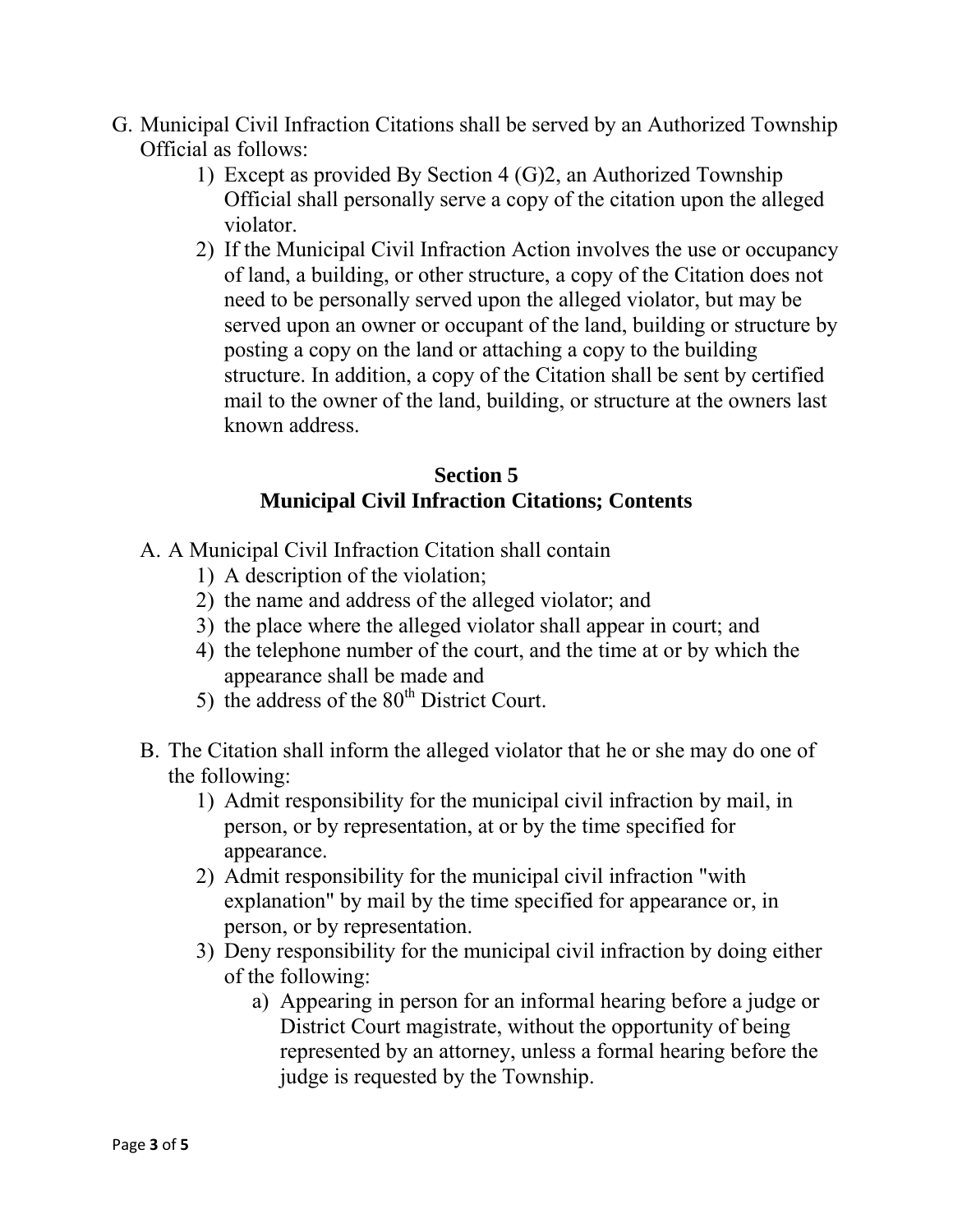G. Municipal Civil Infraction Citations shall be served by an Authorized Township Official as follows:
    1) Except as provided By Section 4 (G)2, an Authorized Township Official shall personally serve a copy of the citation upon the alleged violator.
    2) If the Municipal Civil Infraction Action involves the use or occupancy of land, a building, or other structure, a copy of the Citation does not need to be personally served upon the alleged violator, but may be served upon an owner or occupant of the land, building or structure by posting a copy on the land or attaching a copy to the building structure. In addition, a copy of the Citation shall be sent by certified mail to the owner of the land, building, or structure at the owners last known address.

## Section 5
## Municipal Civil Infraction Citations; Contents

A. A Municipal Civil Infraction Citation shall contain
    1) A description of the violation;
    2) the name and address of the alleged violator; and
    3) the place where the alleged violator shall appear in court; and
    4) the telephone number of the court, and the time at or by which the appearance shall be made and
    5) the address of the 80th District Court.

B. The Citation shall inform the alleged violator that he or she may do one of the following:
    1) Admit responsibility for the municipal civil infraction by mail, in person, or by representation, at or by the time specified for appearance.
    2) Admit responsibility for the municipal civil infraction "with explanation" by mail by the time specified for appearance or, in person, or by representation.
    3) Deny responsibility for the municipal civil infraction by doing either of the following:
        a) Appearing in person for an informal hearing before a judge or District Court magistrate, without the opportunity of being represented by an attorney, unless a formal hearing before the judge is requested by the Township.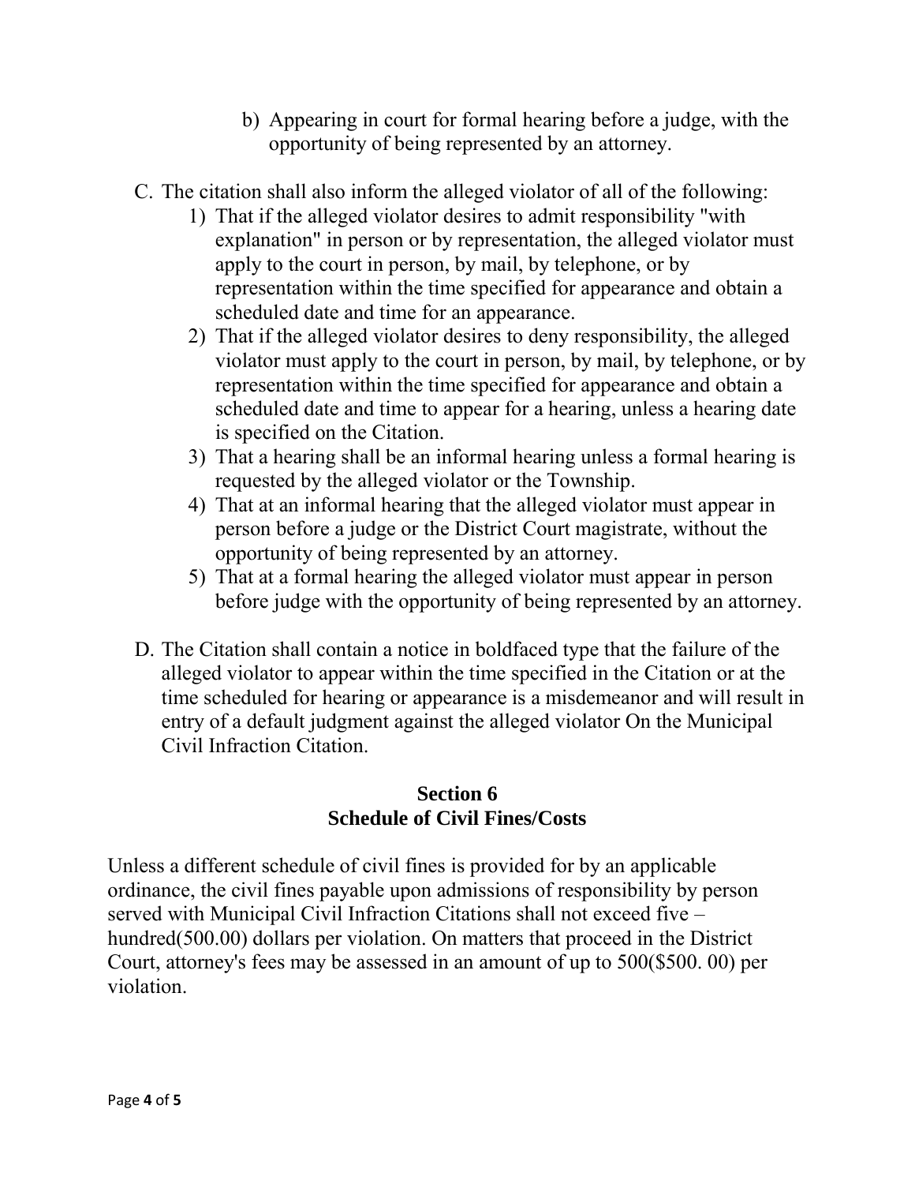b) Appearing in court for formal hearing before a judge, with the opportunity of being represented by an attorney.

C. The citation shall also inform the alleged violator of all of the following:
   1) That if the alleged violator desires to admit responsibility "with explanation" in person or by representation, the alleged violator must apply to the court in person, by mail, by telephone, or by representation within the time specified for appearance and obtain a scheduled date and time for an appearance.
   2) That if the alleged violator desires to deny responsibility, the alleged violator must apply to the court in person, by mail, by telephone, or by representation within the time specified for appearance and obtain a scheduled date and time to appear for a hearing, unless a hearing date is specified on the Citation.
   3) That a hearing shall be an informal hearing unless a formal hearing is requested by the alleged violator or the Township.
   4) That at an informal hearing that the alleged violator must appear in person before a judge or the District Court magistrate, without the opportunity of being represented by an attorney.
   5) That at a formal hearing the alleged violator must appear in person before judge with the opportunity of being represented by an attorney.

D. The Citation shall contain a notice in boldfaced type that the failure of the alleged violator to appear within the time specified in the Citation or at the time scheduled for hearing or appearance is a misdemeanor and will result in entry of a default judgment against the alleged violator On the Municipal Civil Infraction Citation.

## Section 6
## Schedule of Civil Fines/Costs

Unless a different schedule of civil fines is provided for by an applicable ordinance, the civil fines payable upon admissions of responsibility by person served with Municipal Civil Infraction Citations shall not exceed five – hundred(500.00) dollars per violation. On matters that proceed in the District Court, attorney's fees may be assessed in an amount of up to 500($500. 00) per violation.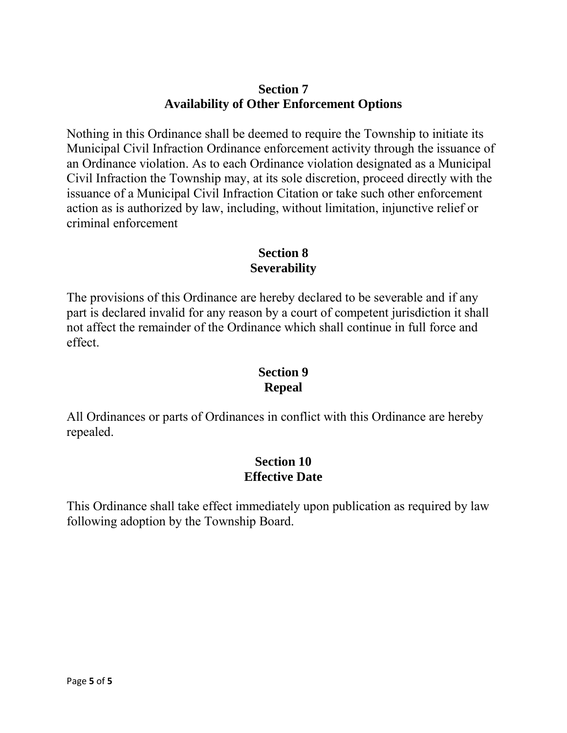## Section 7
## Availability of Other Enforcement Options

Nothing in this Ordinance shall be deemed to require the Township to initiate its Municipal Civil Infraction Ordinance enforcement activity through the issuance of an Ordinance violation. As to each Ordinance violation designated as a Municipal Civil Infraction the Township may, at its sole discretion, proceed directly with the issuance of a Municipal Civil Infraction Citation or take such other enforcement action as is authorized by law, including, without limitation, injunctive relief or criminal enforcement

## Section 8
## Severability

The provisions of this Ordinance are hereby declared to be severable and if any part is declared invalid for any reason by a court of competent jurisdiction it shall not affect the remainder of the Ordinance which shall continue in full force and effect.

## Section 9
## Repeal

All Ordinances or parts of Ordinances in conflict with this Ordinance are hereby repealed.

## Section 10
## Effective Date

This Ordinance shall take effect immediately upon publication as required by law following adoption by the Township Board.